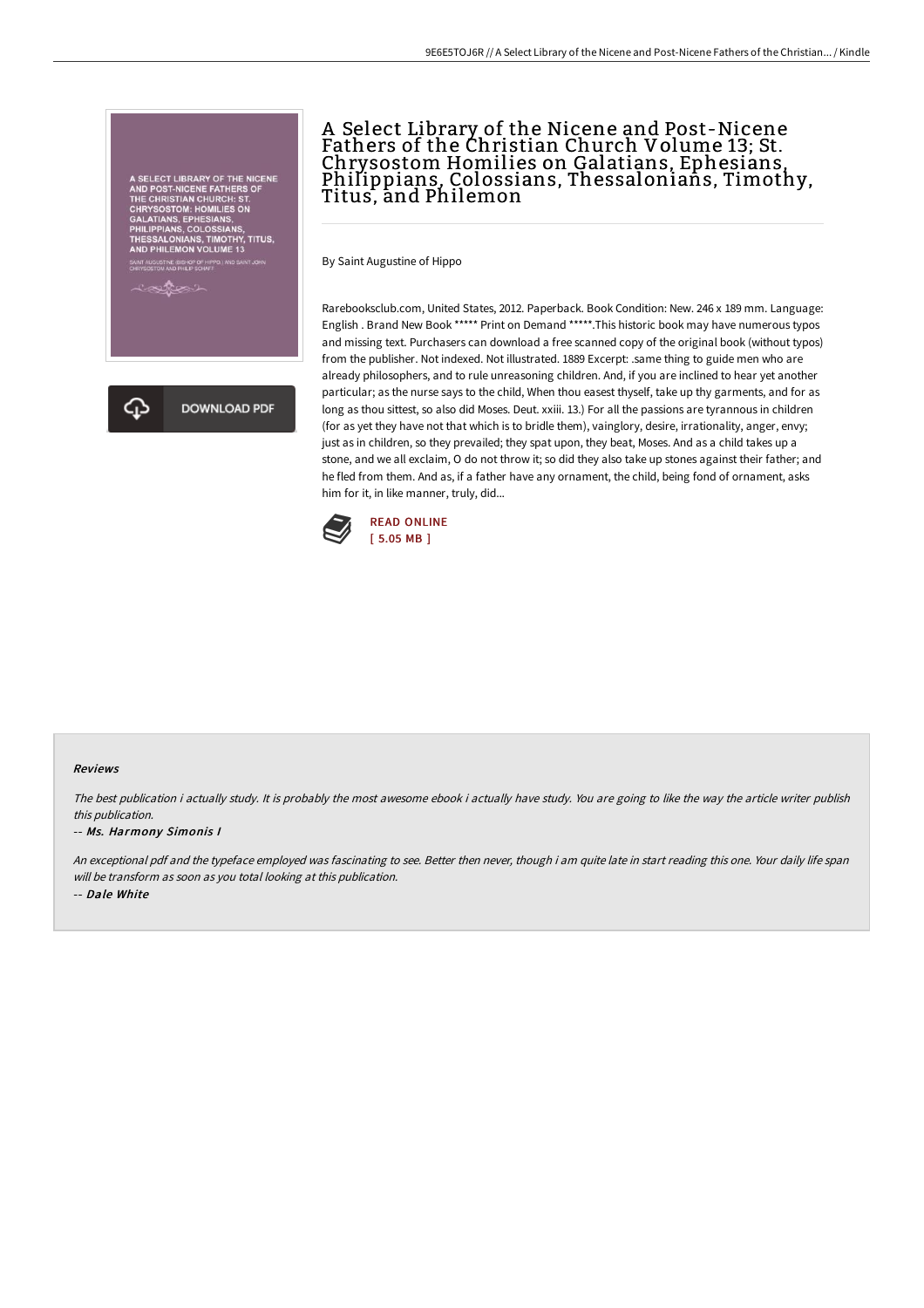# A Select Library of the Nicene and Post-Nicene Fathers of the Christian Church Volume 13; St. Chrysostom Homilies on Galatians, Ephesians, Philippians, Colossians, Thessalonians, Timothy, Titus, and Philemon

By Saint Augustine of Hippo

Rarebooksclub.com, United States, 2012. Paperback. Book Condition: New. 246 x 189 mm. Language: English . Brand New Book ***** Print on Demand *****.This historic book may have numerous typos and missing text. Purchasers can download a free scanned copy of the original book (without typos) from the publisher. Not indexed. Not illustrated. 1889 Excerpt: .same thing to guide men who are already philosophers, and to rule unreasoning children. And, if you are inclined to hear yet another particular; as the nurse says to the child, When thou eatest thyself, take up thy garments, and for as long as thou sittest, so also did Moses. Deut. xxiii. 13.) For all the passions are tyrannous in children (for as yet they have not that which is to bridle them), vainglory, desire, irrationality, anger, envy; just as in children, so they prevailed; they spat upon, they beat, Moses. And as a child takes up a stone, and we all exclaim, O do not throw it; so did they also take up stones against their father; and he fled from them. And as, if a father have any ornament, the child, being fond of ornament, asks him for it, in like manner, truly, did...

READ ONLINE
[ 5.05 MB ]

## Reviews

*The best publication i actually study. It is probably the most awesome ebook i actually have study. You are going to like the way the article writer publish this publication.*

-- ***Ms. Harmony Simonis I***

*An exceptional pdf and the typeface employed was fascinating to see. Better then never, though i am quite late in start reading this one. Your daily life span will be transform as soon as you total looking at this publication.*

-- ***Dale White***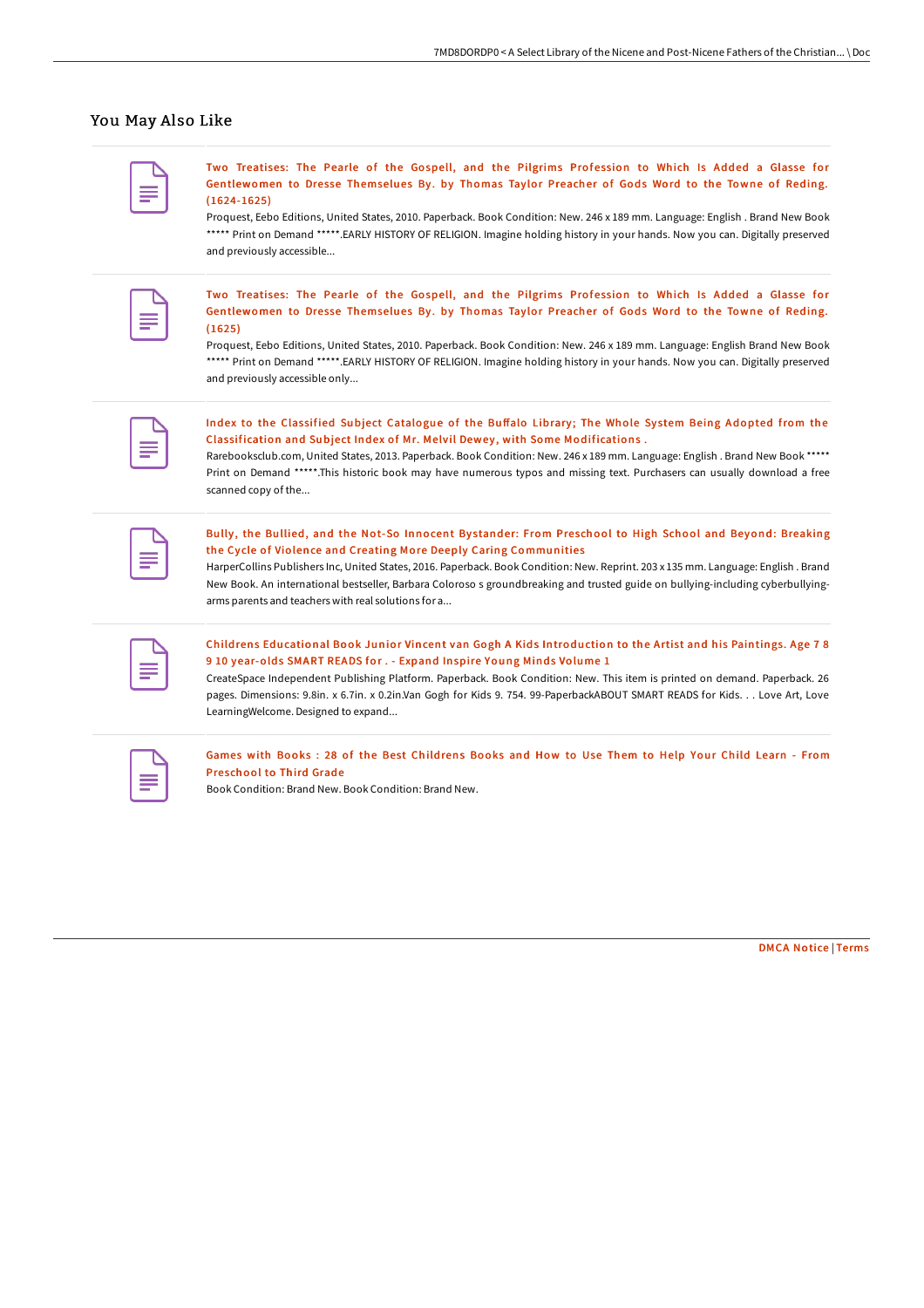## You May Also Like

**Two Treatises: The Pearle of the Gospell, and the Pilgrims Profession to Which Is Added a Glasse for Gentlewomen to Dresse Themselues By. by Thomas Taylor Preacher of Gods Word to the Towne of Reding. (1624-1625)**

Proquest, Eebo Editions, United States, 2010. Paperback. Book Condition: New. 246 x 189 mm. Language: English . Brand New Book ***** Print on Demand *****.EARLY HISTORY OF RELIGION. Imagine holding history in your hands. Now you can. Digitally preserved and previously accessible...

**Two Treatises: The Pearle of the Gospell, and the Pilgrims Profession to Which Is Added a Glasse for Gentlewomen to Dresse Themselues By. by Thomas Taylor Preacher of Gods Word to the Towne of Reding. (1625)**

Proquest, Eebo Editions, United States, 2010. Paperback. Book Condition: New. 246 x 189 mm. Language: English Brand New Book ***** Print on Demand *****.EARLY HISTORY OF RELIGION. Imagine holding history in your hands. Now you can. Digitally preserved and previously accessible only...

**Index to the Classified Subject Catalogue of the Buffalo Library; The Whole System Being Adopted from the Classification and Subject Index of Mr. Melvil Dewey, with Some Modifications .**

Rarebooksclub.com, United States, 2013. Paperback. Book Condition: New. 246 x 189 mm. Language: English . Brand New Book ***** Print on Demand *****.This historic book may have numerous typos and missing text. Purchasers can usually download a free scanned copy of the...

**Bully, the Bullied, and the Not-So Innocent Bystander: From Preschool to High School and Beyond: Breaking the Cycle of Violence and Creating More Deeply Caring Communities**

HarperCollins Publishers Inc, United States, 2016. Paperback. Book Condition: New. Reprint. 203 x 135 mm. Language: English . Brand New Book. An international bestseller, Barbara Coloroso s groundbreaking and trusted guide on bullying-including cyberbullying-arms parents and teachers with real solutions for a...

**Childrens Educational Book Junior Vincent van Gogh A Kids Introduction to the Artist and his Paintings. Age 7 8 9 10 year-olds SMART READS for . - Expand Inspire Young Minds Volume 1**

CreateSpace Independent Publishing Platform. Paperback. Book Condition: New. This item is printed on demand. Paperback. 26 pages. Dimensions: 9.8in. x 6.7in. x 0.2in.Van Gogh for Kids 9. 754. 99-PaperbackABOUT SMART READS for Kids. . . Love Art, Love LearningWelcome. Designed to expand...

**Games with Books : 28 of the Best Childrens Books and How to Use Them to Help Your Child Learn - From Preschool to Third Grade**

Book Condition: Brand New. Book Condition: Brand New.

DMCA Notice | Terms